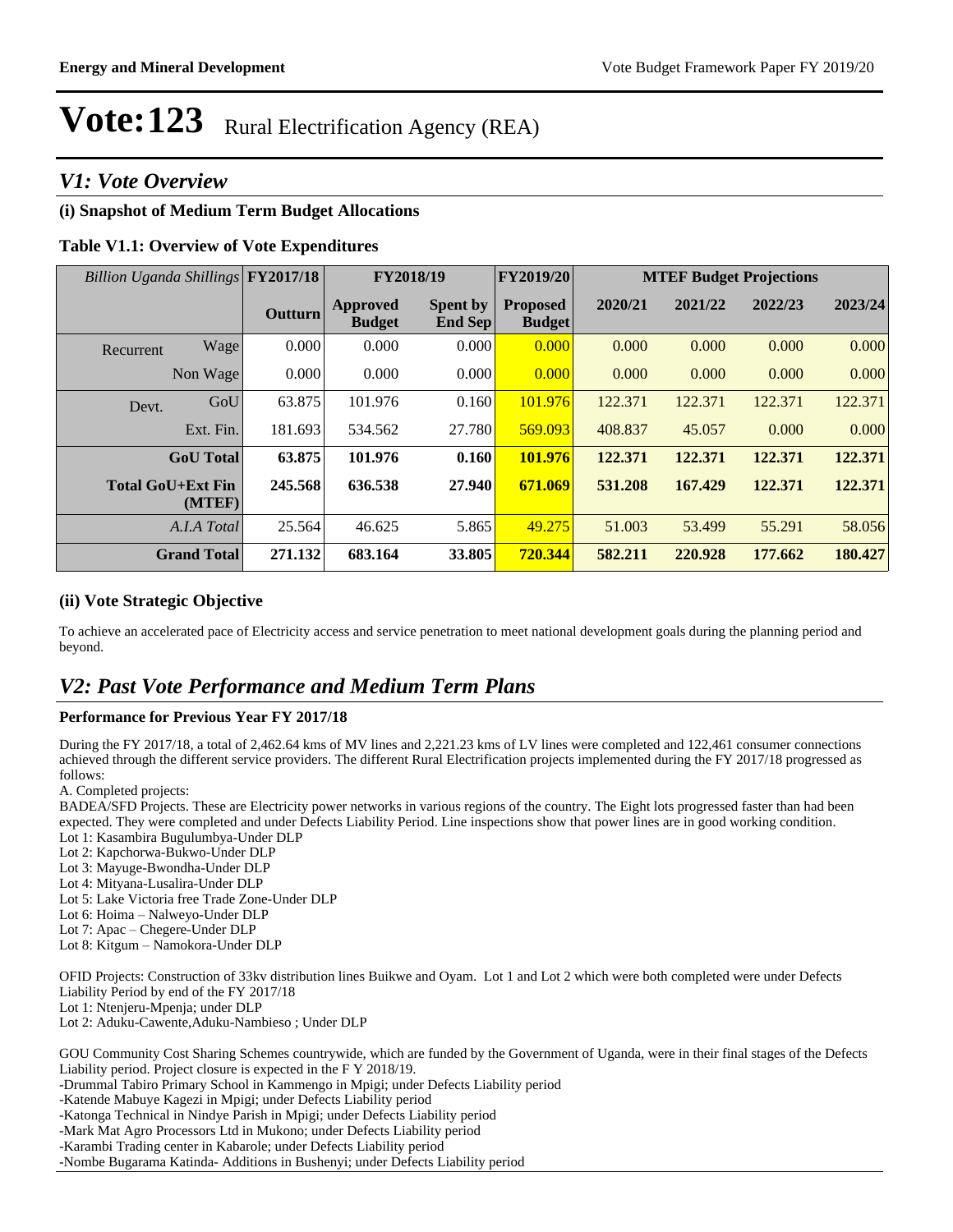# Vote:123 Rural Electrification Agency (REA)

## V1: Vote Overview

### (i) Snapshot of Medium Term Budget Allocations

**Table V1.1: Overview of Vote Expenditures**

| *Billion Uganda Shillings* | | FY2017/18 | FY2018/19 | | FY2019/20 | MTEF Budget Projections | | | |
|---|---|---|---|---|---|---|---|---|---|
| | | **Outturn** | **Approved Budget** | **Spent by End Sep** | **Proposed Budget** | **2020/21** | **2021/22** | **2022/23** | **2023/24** |
| Recurrent | Wage | 0.000 | 0.000 | 0.000 | 0.000 | 0.000 | 0.000 | 0.000 | 0.000 |
| | Non Wage | 0.000 | 0.000 | 0.000 | 0.000 | 0.000 | 0.000 | 0.000 | 0.000 |
| Devt. | GoU | 63.875 | 101.976 | 0.160 | 101.976 | 122.371 | 122.371 | 122.371 | 122.371 |
| | Ext. Fin. | 181.693 | 534.562 | 27.780 | 569.093 | 408.837 | 45.057 | 0.000 | 0.000 |
| | **GoU Total** | **63.875** | **101.976** | **0.160** | **101.976** | **122.371** | **122.371** | **122.371** | **122.371** |
| | **Total GoU+Ext Fin (MTEF)** | **245.568** | **636.538** | **27.940** | **671.069** | **531.208** | **167.429** | **122.371** | **122.371** |
| | *A.I.A Total* | 25.564 | 46.625 | 5.865 | 49.275 | 51.003 | 53.499 | 55.291 | 58.056 |
| | **Grand Total** | **271.132** | **683.164** | **33.805** | **720.344** | **582.211** | **220.928** | **177.662** | **180.427** |

### (ii) Vote Strategic Objective

To achieve an accelerated pace of Electricity access and service penetration to meet national development goals during the planning period and beyond.

## V2: Past Vote Performance and Medium Term Plans

**Performance for Previous Year FY 2017/18**

During the FY 2017/18, a total of 2,462.64 kms of MV lines and 2,221.23 kms of LV lines were completed and 122,461 consumer connections achieved through the different service providers. The different Rural Electrification projects implemented during the FY 2017/18 progressed as follows:

A. Completed projects:

BADEA/SFD Projects. These are Electricity power networks in various regions of the country. The Eight lots progressed faster than had been expected. They were completed and under Defects Liability Period. Line inspections show that power lines are in good working condition.

Lot 1: Kasambira Bugulumbya-Under DLP
Lot 2: Kapchorwa-Bukwo-Under DLP
Lot 3: Mayuge-Bwondha-Under DLP
Lot 4: Mityana-Lusalira-Under DLP
Lot 5: Lake Victoria free Trade Zone-Under DLP
Lot 6: Hoima – Nalweyo-Under DLP
Lot 7: Apac – Chegere-Under DLP
Lot 8: Kitgum – Namokora-Under DLP

OFID Projects: Construction of 33kv distribution lines Buikwe and Oyam. Lot 1 and Lot 2 which were both completed were under Defects Liability Period by end of the FY 2017/18

Lot 1: Ntenjeru-Mpenja; under DLP
Lot 2: Aduku-Cawente,Aduku-Nambieso ; Under DLP

GOU Community Cost Sharing Schemes countrywide, which are funded by the Government of Uganda, were in their final stages of the Defects Liability period. Project closure is expected in the F Y 2018/19.

-Drummal Tabiro Primary School in Kammengo in Mpigi; under Defects Liability period
-Katende Mabuye Kagezi in Mpigi; under Defects Liability period
-Katonga Technical in Nindye Parish in Mpigi; under Defects Liability period
-Mark Mat Agro Processors Ltd in Mukono; under Defects Liability period
-Karambi Trading center in Kabarole; under Defects Liability period
-Nombe Bugarama Katinda- Additions in Bushenyi; under Defects Liability period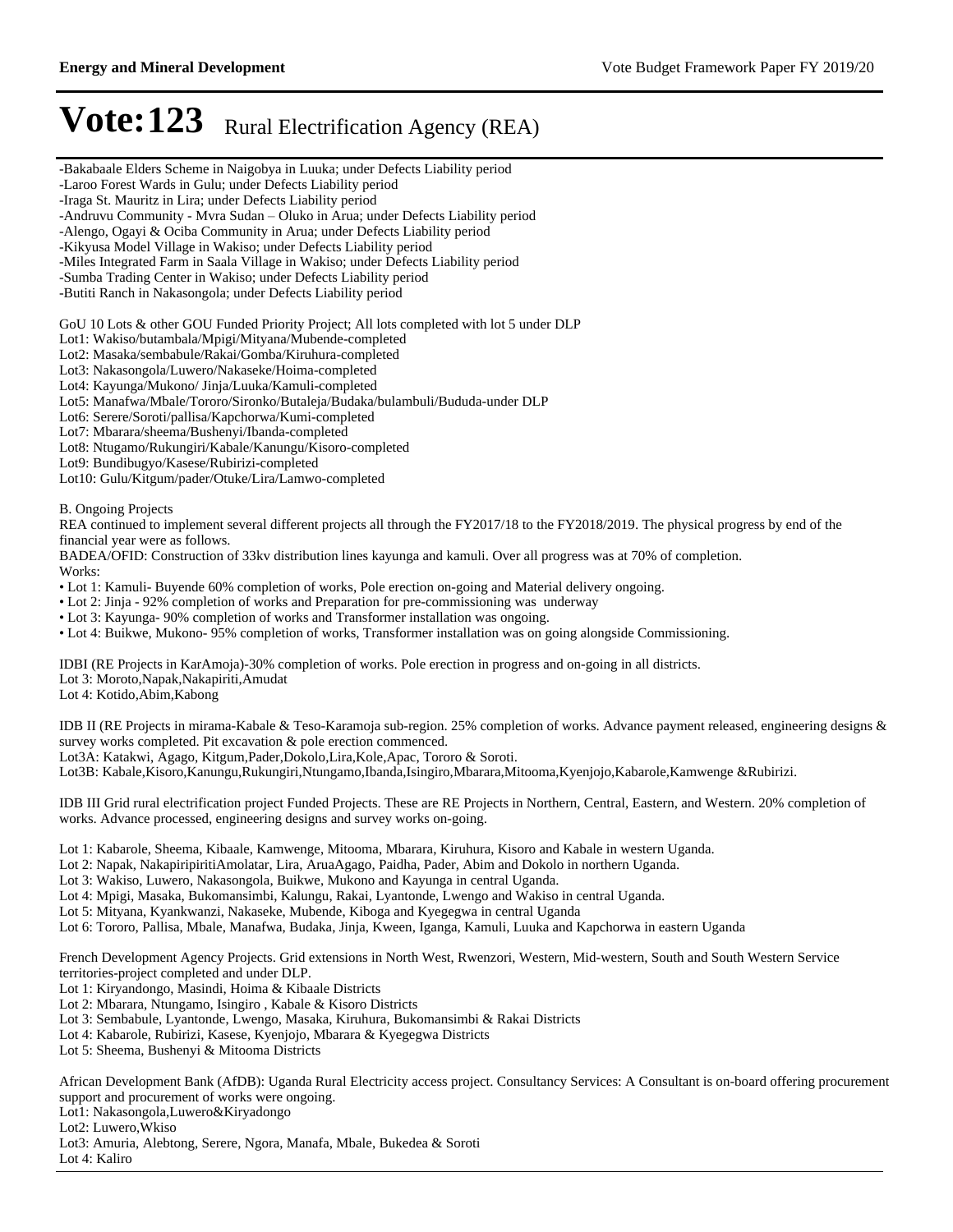-Bakabaale Elders Scheme in Naigobya in Luuka; under Defects Liability period
-Laroo Forest Wards in Gulu; under Defects Liability period
-Iraga St. Mauritz in Lira; under Defects Liability period
-Andruvu Community - Mvra Sudan – Oluko in Arua; under Defects Liability period
-Alengo, Ogayi & Ociba Community in Arua; under Defects Liability period
-Kikyusa Model Village in Wakiso; under Defects Liability period
-Miles Integrated Farm in Saala Village in Wakiso; under Defects Liability period
-Sumba Trading Center in Wakiso; under Defects Liability period
-Butiti Ranch in Nakasongola; under Defects Liability period

GoU 10 Lots & other GOU Funded Priority Project; All lots completed with lot 5 under DLP
Lot1: Wakiso/butambala/Mpigi/Mityana/Mubende-completed
Lot2: Masaka/sembabule/Rakai/Gomba/Kiruhura-completed
Lot3: Nakasongola/Luwero/Nakaseke/Hoima-completed
Lot4: Kayunga/Mukono/ Jinja/Luuka/Kamuli-completed
Lot5: Manafwa/Mbale/Tororo/Sironko/Butaleja/Budaka/bulambuli/Bududa-under DLP
Lot6: Serere/Soroti/pallisa/Kapchorwa/Kumi-completed
Lot7: Mbarara/sheema/Bushenyi/Ibanda-completed
Lot8: Ntugamo/Rukungiri/Kabale/Kanungu/Kisoro-completed
Lot9: Bundibugyo/Kasese/Rubirizi-completed
Lot10: Gulu/Kitgum/pader/Otuke/Lira/Lamwo-completed

B. Ongoing Projects
REA continued to implement several different projects all through the FY2017/18 to the FY2018/2019. The physical progress by end of the financial year were as follows.
BADEA/OFID: Construction of 33kv distribution lines kayunga and kamuli. Over all progress was at 70% of completion.
Works:
- Lot 1: Kamuli- Buyende 60% completion of works, Pole erection on-going and Material delivery ongoing.
- Lot 2: Jinja - 92% completion of works and Preparation for pre-commissioning was underway
- Lot 3: Kayunga- 90% completion of works and Transformer installation was ongoing.
- Lot 4: Buikwe, Mukono- 95% completion of works, Transformer installation was on going alongside Commissioning.

IDBI (RE Projects in KarAmoja)-30% completion of works. Pole erection in progress and on-going in all districts.
Lot 3: Moroto,Napak,Nakapiriti,Amudat
Lot 4: Kotido,Abim,Kabong

IDB II (RE Projects in mirama-Kabale & Teso-Karamoja sub-region. 25% completion of works. Advance payment released, engineering designs & survey works completed. Pit excavation & pole erection commenced.
Lot3A: Katakwi, Agago, Kitgum,Pader,Dokolo,Lira,Kole,Apac, Tororo & Soroti.
Lot3B: Kabale,Kisoro,Kanungu,Rukungiri,Ntungamo,Ibanda,Isingiro,Mbarara,Mitooma,Kyenjojo,Kabarole,Kamwenge &Rubirizi.

IDB III Grid rural electrification project Funded Projects. These are RE Projects in Northern, Central, Eastern, and Western. 20% completion of works. Advance processed, engineering designs and survey works on-going.

Lot 1: Kabarole, Sheema, Kibaale, Kamwenge, Mitooma, Mbarara, Kiruhura, Kisoro and Kabale in western Uganda.
Lot 2: Napak, NakapiripiritiAmolatar, Lira, AruaAgago, Paidha, Pader, Abim and Dokolo in northern Uganda.
Lot 3: Wakiso, Luwero, Nakasongola, Buikwe, Mukono and Kayunga in central Uganda.
Lot 4: Mpigi, Masaka, Bukomansimbi, Kalungu, Rakai, Lyantonde, Lwengo and Wakiso in central Uganda.
Lot 5: Mityana, Kyankwanzi, Nakaseke, Mubende, Kiboga and Kyegegwa in central Uganda
Lot 6: Tororo, Pallisa, Mbale, Manafwa, Budaka, Jinja, Kween, Iganga, Kamuli, Luuka and Kapchorwa in eastern Uganda

French Development Agency Projects. Grid extensions in North West, Rwenzori, Western, Mid-western, South and South Western Service territories-project completed and under DLP.
Lot 1: Kiryandongo, Masindi, Hoima & Kibaale Districts
Lot 2: Mbarara, Ntungamo, Isingiro , Kabale & Kisoro Districts
Lot 3: Sembabule, Lyantonde, Lwengo, Masaka, Kiruhura, Bukomansimbi & Rakai Districts
Lot 4: Kabarole, Rubirizi, Kasese, Kyenjojo, Mbarara & Kyegegwa Districts
Lot 5: Sheema, Bushenyi & Mitooma Districts

African Development Bank (AfDB): Uganda Rural Electricity access project. Consultancy Services: A Consultant is on-board offering procurement support and procurement of works were ongoing.
Lot1: Nakasongola,Luwero&Kiryadongo
Lot2: Luwero,Wkiso
Lot3: Amuria, Alebtong, Serere, Ngora, Manafa, Mbale, Bukedea & Soroti
Lot 4: Kaliro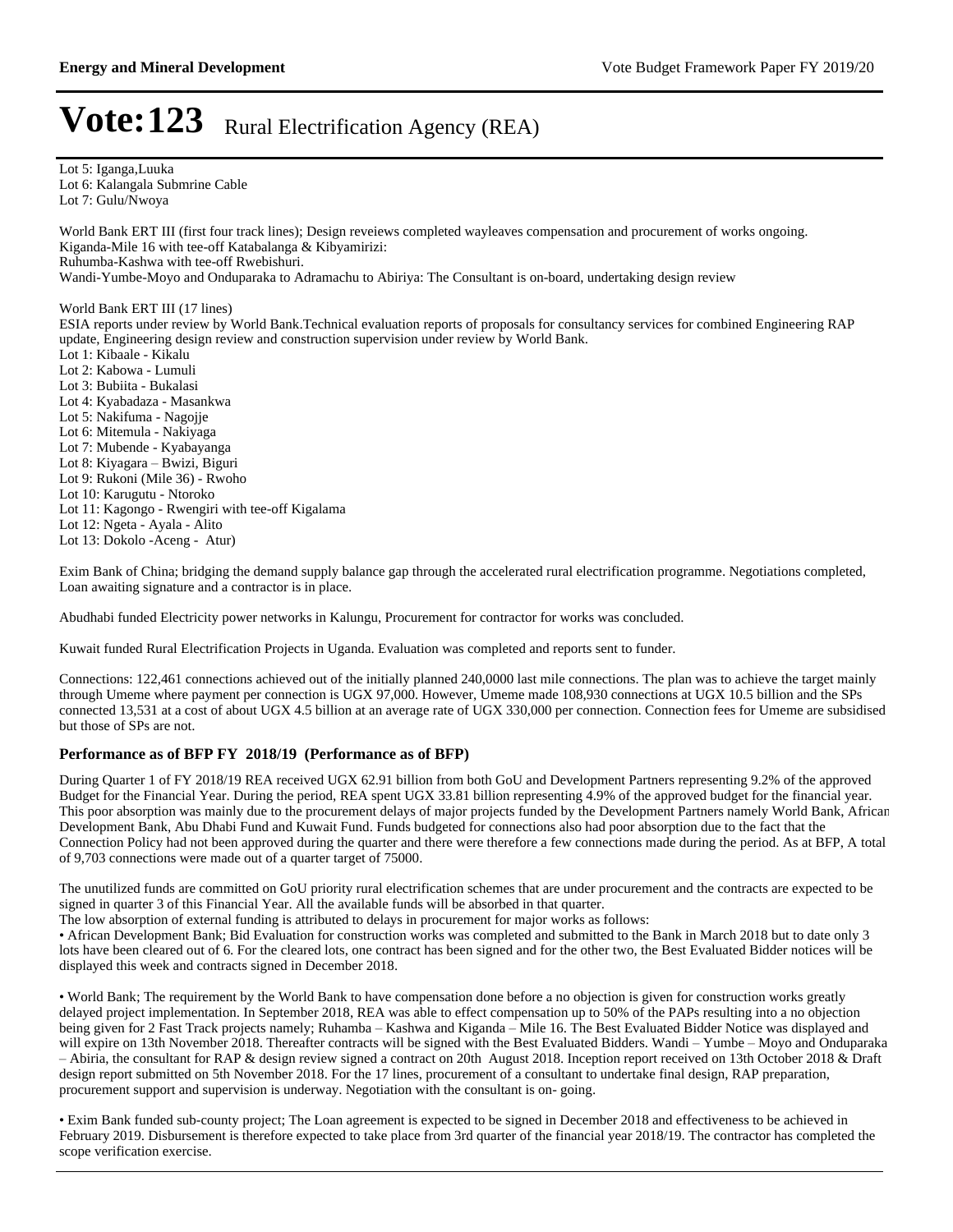Lot 5: Iganga,Luuka
Lot 6: Kalangala Submrine Cable
Lot 7: Gulu/Nwoya

World Bank ERT III (first four track lines); Design reveiews completed wayleaves compensation and procurement of works ongoing.
Kiganda-Mile 16 with tee-off Katabalanga & Kibyamirizi:
Ruhumba-Kashwa with tee-off Rwebishuri.
Wandi-Yumbe-Moyo and Onduparaka to Adramachu to Abiriya: The Consultant is on-board, undertaking design review

World Bank ERT III (17 lines)
ESIA reports under review by World Bank.Technical evaluation reports of proposals for consultancy services for combined Engineering RAP update, Engineering design review and construction supervision under review by World Bank.
Lot 1: Kibaale - Kikalu
Lot 2: Kabowa - Lumuli
Lot 3: Bubiita - Bukalasi
Lot 4: Kyabadaza - Masankwa
Lot 5: Nakifuma - Nagojje
Lot 6: Mitemula - Nakiyaga
Lot 7: Mubende - Kyabayanga
Lot 8: Kiyagara – Bwizi, Biguri
Lot 9: Rukoni (Mile 36) - Rwoho
Lot 10: Karugutu - Ntoroko
Lot 11: Kagongo - Rwengiri with tee-off Kigalama
Lot 12: Ngeta - Ayala - Alito
Lot 13: Dokolo -Aceng - Atur)

Exim Bank of China; bridging the demand supply balance gap through the accelerated rural electrification programme. Negotiations completed, Loan awaiting signature and a contractor is in place.

Abudhabi funded Electricity power networks in Kalungu, Procurement for contractor for works was concluded.

Kuwait funded Rural Electrification Projects in Uganda. Evaluation was completed and reports sent to funder.

Connections: 122,461 connections achieved out of the initially planned 240,0000 last mile connections. The plan was to achieve the target mainly through Umeme where payment per connection is UGX 97,000. However, Umeme made 108,930 connections at UGX 10.5 billion and the SPs connected 13,531 at a cost of about UGX 4.5 billion at an average rate of UGX 330,000 per connection. Connection fees for Umeme are subsidised but those of SPs are not.

### Performance as of BFP FY 2018/19 (Performance as of BFP)

During Quarter 1 of FY 2018/19 REA received UGX 62.91 billion from both GoU and Development Partners representing 9.2% of the approved Budget for the Financial Year. During the period, REA spent UGX 33.81 billion representing 4.9% of the approved budget for the financial year. This poor absorption was mainly due to the procurement delays of major projects funded by the Development Partners namely World Bank, African Development Bank, Abu Dhabi Fund and Kuwait Fund. Funds budgeted for connections also had poor absorption due to the fact that the Connection Policy had not been approved during the quarter and there were therefore a few connections made during the period. As at BFP, A total of 9,703 connections were made out of a quarter target of 75000.

The unutilized funds are committed on GoU priority rural electrification schemes that are under procurement and the contracts are expected to be signed in quarter 3 of this Financial Year. All the available funds will be absorbed in that quarter.
The low absorption of external funding is attributed to delays in procurement for major works as follows:
• African Development Bank; Bid Evaluation for construction works was completed and submitted to the Bank in March 2018 but to date only 3 lots have been cleared out of 6. For the cleared lots, one contract has been signed and for the other two, the Best Evaluated Bidder notices will be displayed this week and contracts signed in December 2018.

• World Bank; The requirement by the World Bank to have compensation done before a no objection is given for construction works greatly delayed project implementation. In September 2018, REA was able to effect compensation up to 50% of the PAPs resulting into a no objection being given for 2 Fast Track projects namely; Ruhamba – Kashwa and Kiganda – Mile 16. The Best Evaluated Bidder Notice was displayed and will expire on 13th November 2018. Thereafter contracts will be signed with the Best Evaluated Bidders. Wandi – Yumbe – Moyo and Onduparaka – Abiria, the consultant for RAP & design review signed a contract on 20th August 2018. Inception report received on 13th October 2018 & Draft design report submitted on 5th November 2018. For the 17 lines, procurement of a consultant to undertake final design, RAP preparation, procurement support and supervision is underway. Negotiation with the consultant is on- going.

• Exim Bank funded sub-county project; The Loan agreement is expected to be signed in December 2018 and effectiveness to be achieved in February 2019. Disbursement is therefore expected to take place from 3rd quarter of the financial year 2018/19. The contractor has completed the scope verification exercise.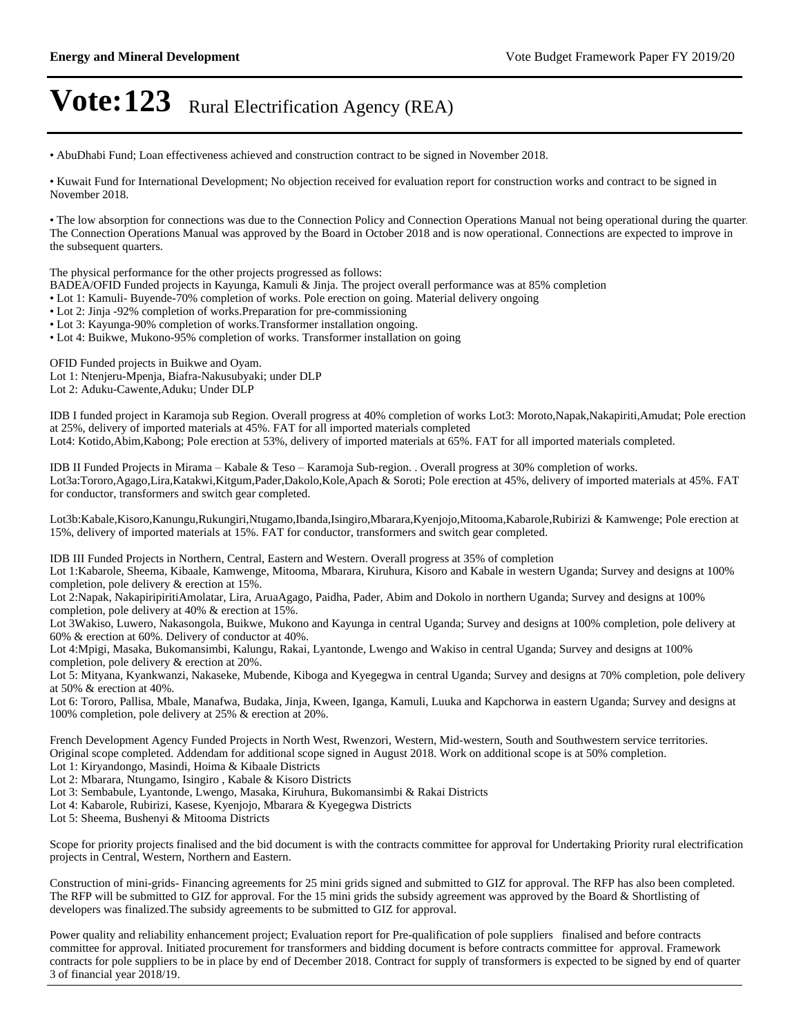• AbuDhabi Fund; Loan effectiveness achieved and construction contract to be signed in November 2018.

• Kuwait Fund for International Development; No objection received for evaluation report for construction works and contract to be signed in November 2018.

• The low absorption for connections was due to the Connection Policy and Connection Operations Manual not being operational during the quarter. The Connection Operations Manual was approved by the Board in October 2018 and is now operational. Connections are expected to improve in the subsequent quarters.

The physical performance for the other projects progressed as follows:
BADEA/OFID Funded projects in Kayunga, Kamuli & Jinja. The project overall performance was at 85% completion
• Lot 1: Kamuli- Buyende-70% completion of works. Pole erection on going. Material delivery ongoing
• Lot 2: Jinja -92% completion of works.Preparation for pre-commissioning
• Lot 3: Kayunga-90% completion of works.Transformer installation ongoing.
• Lot 4: Buikwe, Mukono-95% completion of works. Transformer installation on going

OFID Funded projects in Buikwe and Oyam.
Lot 1: Ntenjeru-Mpenja, Biafra-Nakusubyaki; under DLP
Lot 2: Aduku-Cawente,Aduku; Under DLP

IDB I funded project in Karamoja sub Region. Overall progress at 40% completion of works Lot3: Moroto,Napak,Nakapiriti,Amudat; Pole erection at 25%, delivery of imported materials at 45%. FAT for all imported materials completed
Lot4: Kotido,Abim,Kabong; Pole erection at 53%, delivery of imported materials at 65%. FAT for all imported materials completed.

IDB II Funded Projects in Mirama – Kabale & Teso – Karamoja Sub-region. . Overall progress at 30% completion of works.
Lot3a:Tororo,Agago,Lira,Katakwi,Kitgum,Pader,Dakolo,Kole,Apach & Soroti; Pole erection at 45%, delivery of imported materials at 45%. FAT for conductor, transformers and switch gear completed.

Lot3b:Kabale,Kisoro,Kanungu,Rukungiri,Ntugamo,Ibanda,Isingiro,Mbarara,Kyenjojo,Mitooma,Kabarole,Rubirizi & Kamwenge; Pole erection at 15%, delivery of imported materials at 15%. FAT for conductor, transformers and switch gear completed.

IDB III Funded Projects in Northern, Central, Eastern and Western. Overall progress at 35% of completion
Lot 1:Kabarole, Sheema, Kibaale, Kamwenge, Mitooma, Mbarara, Kiruhura, Kisoro and Kabale in western Uganda; Survey and designs at 100% completion, pole delivery & erection at 15%.
Lot 2:Napak, NakapiripiritiAmolatar, Lira, AruaAgago, Paidha, Pader, Abim and Dokolo in northern Uganda; Survey and designs at 100% completion, pole delivery at 40% & erection at 15%.
Lot 3Wakiso, Luwero, Nakasongola, Buikwe, Mukono and Kayunga in central Uganda; Survey and designs at 100% completion, pole delivery at 60% & erection at 60%. Delivery of conductor at 40%.
Lot 4:Mpigi, Masaka, Bukomansimbi, Kalungu, Rakai, Lyantonde, Lwengo and Wakiso in central Uganda; Survey and designs at 100% completion, pole delivery & erection at 20%.
Lot 5: Mityana, Kyankwanzi, Nakaseke, Mubende, Kiboga and Kyegegwa in central Uganda; Survey and designs at 70% completion, pole delivery at 50% & erection at 40%.
Lot 6: Tororo, Pallisa, Mbale, Manafwa, Budaka, Jinja, Kween, Iganga, Kamuli, Luuka and Kapchorwa in eastern Uganda; Survey and designs at 100% completion, pole delivery at 25% & erection at 20%.

French Development Agency Funded Projects in North West, Rwenzori, Western, Mid-western, South and Southwestern service territories. Original scope completed. Addendam for additional scope signed in August 2018. Work on additional scope is at 50% completion.
Lot 1: Kiryandongo, Masindi, Hoima & Kibaale Districts
Lot 2: Mbarara, Ntungamo, Isingiro , Kabale & Kisoro Districts
Lot 3: Sembabule, Lyantonde, Lwengo, Masaka, Kiruhura, Bukomansimbi & Rakai Districts
Lot 4: Kabarole, Rubirizi, Kasese, Kyenjojo, Mbarara & Kyegegwa Districts
Lot 5: Sheema, Bushenyi & Mitooma Districts

Scope for priority projects finalised and the bid document is with the contracts committee for approval for Undertaking Priority rural electrification projects in Central, Western, Northern and Eastern.

Construction of mini-grids- Financing agreements for 25 mini grids signed and submitted to GIZ for approval. The RFP has also been completed. The RFP will be submitted to GIZ for approval. For the 15 mini grids the subsidy agreement was approved by the Board & Shortlisting of developers was finalized.The subsidy agreements to be submitted to GIZ for approval.

Power quality and reliability enhancement project; Evaluation report for Pre-qualification of pole suppliers finalised and before contracts committee for approval. Initiated procurement for transformers and bidding document is before contracts committee for approval. Framework contracts for pole suppliers to be in place by end of December 2018. Contract for supply of transformers is expected to be signed by end of quarter 3 of financial year 2018/19.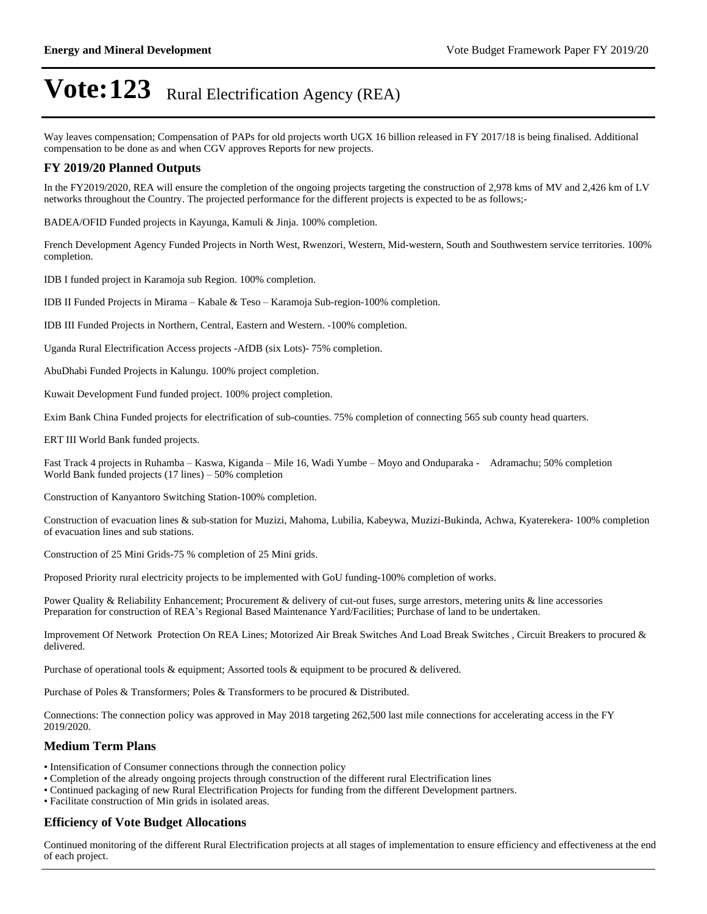Way leaves compensation; Compensation of PAPs for old projects worth UGX 16 billion released in FY 2017/18 is being finalised. Additional compensation to be done as and when CGV approves Reports for new projects.

### FY 2019/20 Planned Outputs

In the FY2019/2020, REA will ensure the completion of the ongoing projects targeting the construction of 2,978 kms of MV and 2,426 km of LV networks throughout the Country. The projected performance for the different projects is expected to be as follows;-

BADEA/OFID Funded projects in Kayunga, Kamuli & Jinja. 100% completion.

French Development Agency Funded Projects in North West, Rwenzori, Western, Mid-western, South and Southwestern service territories. 100% completion.

IDB I funded project in Karamoja sub Region. 100% completion.

IDB II Funded Projects in Mirama – Kabale & Teso – Karamoja Sub-region-100% completion.

IDB III Funded Projects in Northern, Central, Eastern and Western. -100% completion.

Uganda Rural Electrification Access projects -AfDB (six Lots)- 75% completion.

AbuDhabi Funded Projects in Kalungu. 100% project completion.

Kuwait Development Fund funded project. 100% project completion.

Exim Bank China Funded projects for electrification of sub-counties. 75% completion of connecting 565 sub county head quarters.

ERT III World Bank funded projects.

Fast Track 4 projects in Ruhamba – Kaswa, Kiganda – Mile 16, Wadi Yumbe – Moyo and Onduparaka - Adramachu; 50% completion
World Bank funded projects (17 lines) – 50% completion

Construction of Kanyantoro Switching Station-100% completion.

Construction of evacuation lines & sub-station for Muzizi, Mahoma, Lubilia, Kabeywa, Muzizi-Bukinda, Achwa, Kyaterekera- 100% completion of evacuation lines and sub stations.

Construction of 25 Mini Grids-75 % completion of 25 Mini grids.

Proposed Priority rural electricity projects to be implemented with GoU funding-100% completion of works.

Power Quality & Reliability Enhancement; Procurement & delivery of cut-out fuses, surge arrestors, metering units & line accessories
Preparation for construction of REA's Regional Based Maintenance Yard/Facilities; Purchase of land to be undertaken.

Improvement Of Network Protection On REA Lines; Motorized Air Break Switches And Load Break Switches , Circuit Breakers to procured & delivered.

Purchase of operational tools & equipment; Assorted tools & equipment to be procured & delivered.

Purchase of Poles & Transformers; Poles & Transformers to be procured & Distributed.

Connections: The connection policy was approved in May 2018 targeting 262,500 last mile connections for accelerating access in the FY 2019/2020.

### Medium Term Plans

- Intensification of Consumer connections through the connection policy
- Completion of the already ongoing projects through construction of the different rural Electrification lines
- Continued packaging of new Rural Electrification Projects for funding from the different Development partners.
- Facilitate construction of Min grids in isolated areas.

### Efficiency of Vote Budget Allocations

Continued monitoring of the different Rural Electrification projects at all stages of implementation to ensure efficiency and effectiveness at the end of each project.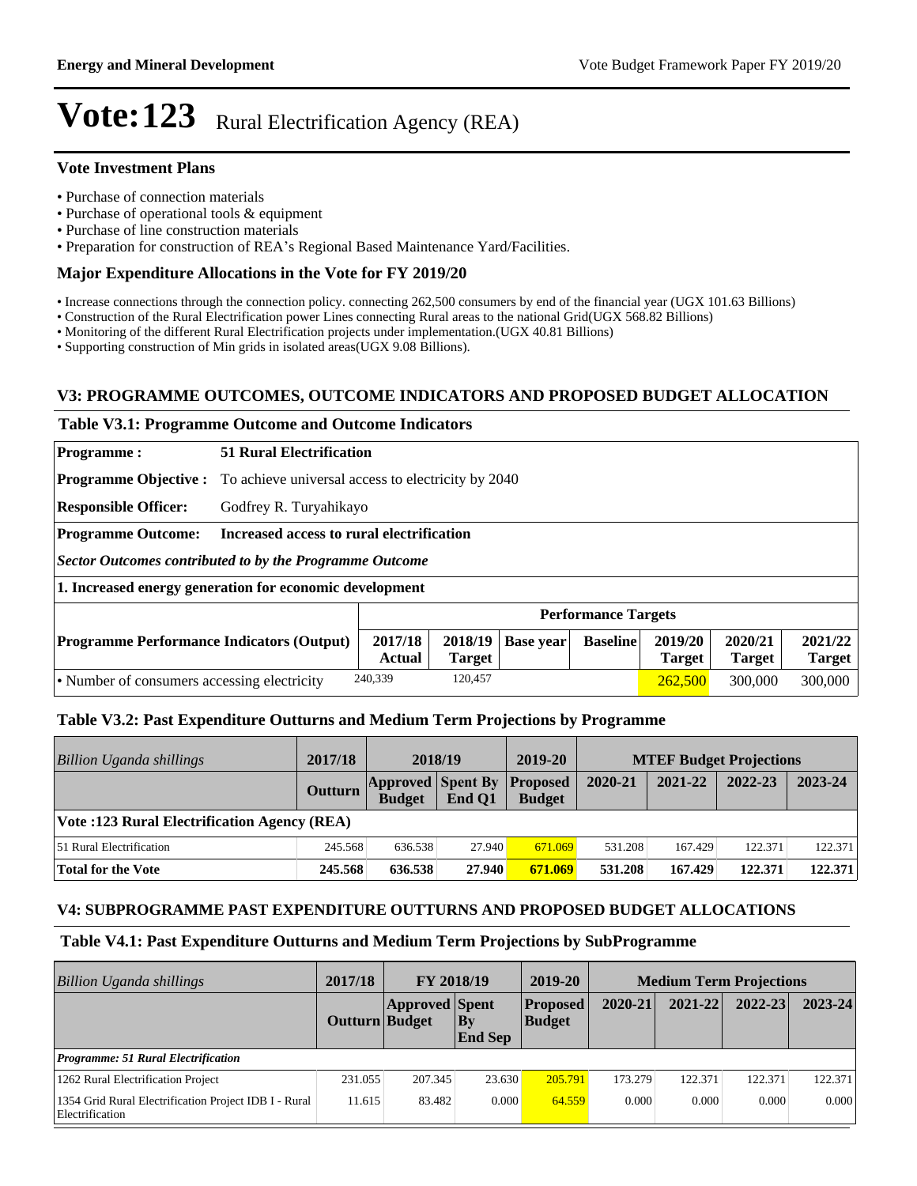# Vote:123 Rural Electrification Agency (REA)

### Vote Investment Plans

- Purchase of connection materials
- Purchase of operational tools & equipment
- Purchase of line construction materials
- Preparation for construction of REA's Regional Based Maintenance Yard/Facilities.

### Major Expenditure Allocations in the Vote for FY 2019/20

- Increase connections through the connection policy. connecting 262,500 consumers by end of the financial year (UGX 101.63 Billions)
- Construction of the Rural Electrification power Lines connecting Rural areas to the national Grid(UGX 568.82 Billions)
- Monitoring of the different Rural Electrification projects under implementation.(UGX 40.81 Billions)
- Supporting construction of Min grids in isolated areas(UGX 9.08 Billions).

## V3: PROGRAMME OUTCOMES, OUTCOME INDICATORS AND PROPOSED BUDGET ALLOCATION

### Table V3.1: Programme Outcome and Outcome Indicators

**Programme :** **51 Rural Electrification**

**Programme Objective :** To achieve universal access to electricity by 2040

**Responsible Officer:** Godfrey R. Turyahikayo

**Programme Outcome:** **Increased access to rural electrification**

***Sector Outcomes contributed to by the Programme Outcome***

**1. Increased energy generation for economic development**

| | Performance Targets | | | | | | |
|---|---|---|---|---|---|---|---|
| **Programme Performance Indicators (Output)** | **2017/18 Actual** | **2018/19 Target** | **Base year** | **Baseline** | **2019/20 Target** | **2020/21 Target** | **2021/22 Target** |
| • Number of consumers accessing electricity | 240,339 | 120,457 | | | 262,500 | 300,000 | 300,000 |

### Table V3.2: Past Expenditure Outturns and Medium Term Projections by Programme

| *Billion Uganda shillings* | 2017/18 | 2018/19 | | 2019-20 | MTEF Budget Projections | | | |
|---|---|---|---|---|---|---|---|---|
| | **Outturn** | **Approved Budget** | **Spent By End Q1** | **Proposed Budget** | **2020-21** | **2021-22** | **2022-23** | **2023-24** |
| **Vote :123 Rural Electrification Agency (REA)** | | | | | | | | |
| 51 Rural Electrification | 245.568 | 636.538 | 27.940 | 671.069 | 531.208 | 167.429 | 122.371 | 122.371 |
| **Total for the Vote** | **245.568** | **636.538** | **27.940** | **671.069** | **531.208** | **167.429** | **122.371** | **122.371** |

## V4: SUBPROGRAMME PAST EXPENDITURE OUTTURNS AND PROPOSED BUDGET ALLOCATIONS

### Table V4.1: Past Expenditure Outturns and Medium Term Projections by SubProgramme

| *Billion Uganda shillings* | 2017/18 | FY 2018/19 | | 2019-20 | Medium Term Projections | | | |
|---|---|---|---|---|---|---|---|---|
| | **Outturn** | **Approved Budget** | **Spent By End Sep** | **Proposed Budget** | **2020-21** | **2021-22** | **2022-23** | **2023-24** |
| ***Programme: 51 Rural Electrification*** | | | | | | | | |
| 1262 Rural Electrification Project | 231.055 | 207.345 | 23.630 | 205.791 | 173.279 | 122.371 | 122.371 | 122.371 |
| 1354 Grid Rural Electrification Project IDB I - Rural Electrification | 11.615 | 83.482 | 0.000 | 64.559 | 0.000 | 0.000 | 0.000 | 0.000 |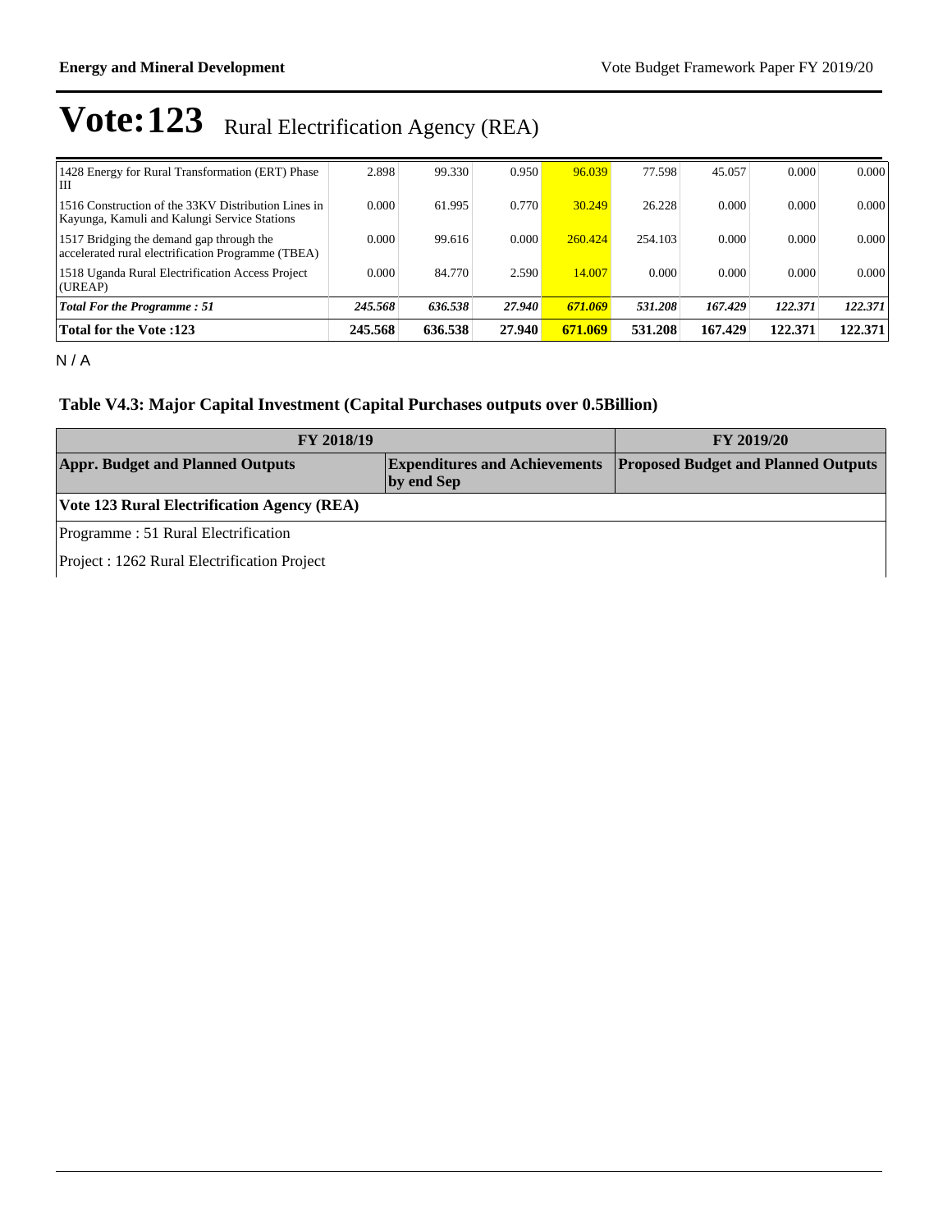# Vote:123 Rural Electrification Agency (REA)

| | | | | | | | | |
|---|---|---|---|---|---|---|---|---|
| 1428 Energy for Rural Transformation (ERT) Phase III | 2.898 | 99.330 | 0.950 | 96.039 | 77.598 | 45.057 | 0.000 | 0.000 |
| 1516 Construction of the 33KV Distribution Lines in Kayunga, Kamuli and Kalungi Service Stations | 0.000 | 61.995 | 0.770 | 30.249 | 26.228 | 0.000 | 0.000 | 0.000 |
| 1517 Bridging the demand gap through the accelerated rural electrification Programme (TBEA) | 0.000 | 99.616 | 0.000 | 260.424 | 254.103 | 0.000 | 0.000 | 0.000 |
| 1518 Uganda Rural Electrification Access Project (UREAP) | 0.000 | 84.770 | 2.590 | 14.007 | 0.000 | 0.000 | 0.000 | 0.000 |
| ***Total For the Programme : 51*** | ***245.568*** | ***636.538*** | ***27.940*** | ***671.069*** | ***531.208*** | ***167.429*** | ***122.371*** | ***122.371*** |
| **Total for the Vote :123** | **245.568** | **636.538** | **27.940** | **671.069** | **531.208** | **167.429** | **122.371** | **122.371** |

N / A

### Table V4.3: Major Capital Investment (Capital Purchases outputs over 0.5Billion)

| FY 2018/19 | | FY 2019/20 |
|---|---|---|
| **Appr. Budget and Planned Outputs** | **Expenditures and Achievements by end Sep** | **Proposed Budget and Planned Outputs** |
| **Vote 123 Rural Electrification Agency (REA)** | | |
| Programme : 51 Rural Electrification | | |
| Project : 1262 Rural Electrification Project | | |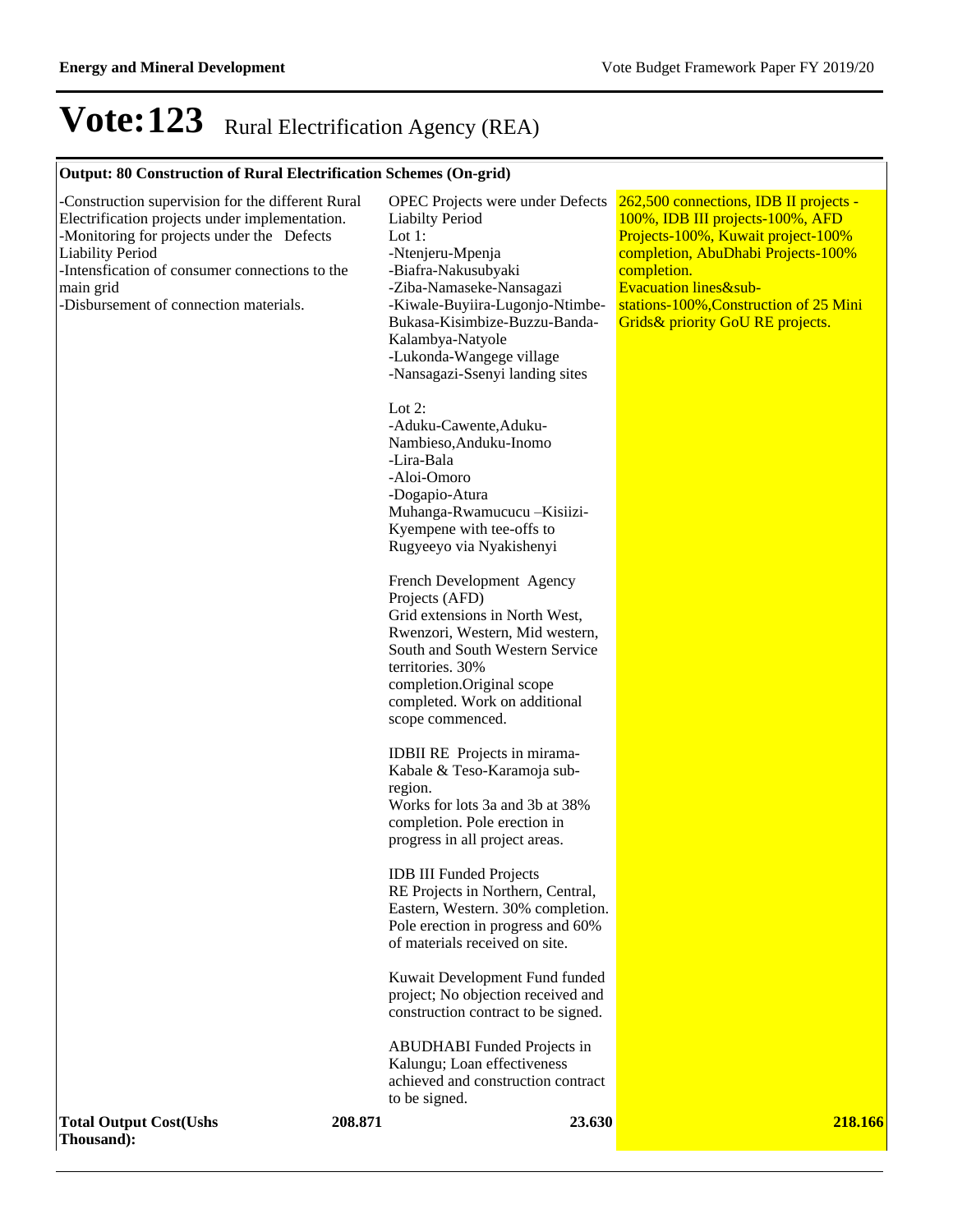# Vote:123 Rural Electrification Agency (REA)

| Output: 80 Construction of Rural Electrification Schemes (On-grid) | | | |
|---|---|---|---|
| -Construction supervision for the different Rural Electrification projects under implementation.<br>-Monitoring for projects under the Defects Liability Period<br>-Intensfication of consumer connections to the main grid<br>-Disbursement of connection materials. | | OPEC Projects were under Defects Liabilty Period<br>Lot 1:<br>-Ntenjeru-Mpenja<br>-Biafra-Nakusubyaki<br>-Ziba-Namaseke-Nansagazi<br>-Kiwale-Buyiira-Lugonjo-Ntimbe-Bukasa-Kisimbize-Buzzu-Banda-Kalambya-Natyole<br>-Lukonda-Wangege village<br>-Nansagazi-Ssenyi landing sites<br><br>Lot 2:<br>-Aduku-Cawente,Aduku-Nambieso,Anduku-Inomo<br>-Lira-Bala<br>-Aloi-Omoro<br>-Dogapio-Atura<br>Muhanga-Rwamucucu –Kisiizi-Kyempene with tee-offs to Rugyeeyo via Nyakishenyi<br><br>French Development Agency Projects (AFD)<br>Grid extensions in North West, Rwenzori, Western, Mid western, South and South Western Service territories. 30% completion.Original scope completed. Work on additional scope commenced.<br><br>IDBII RE Projects in mirama-Kabale & Teso-Karamoja sub-region.<br>Works for lots 3a and 3b at 38% completion. Pole erection in progress in all project areas.<br><br>IDB III Funded Projects<br>RE Projects in Northern, Central, Eastern, Western. 30% completion. Pole erection in progress and 60% of materials received on site.<br><br>Kuwait Development Fund funded project; No objection received and construction contract to be signed.<br><br>ABUDHABI Funded Projects in Kalungu; Loan effectiveness achieved and construction contract to be signed. | 262,500 connections, IDB II projects -100%, IDB III projects-100%, AFD Projects-100%, Kuwait project-100% completion, AbuDhabi Projects-100% completion.<br>Evacuation lines&sub-stations-100%,Construction of 25 Mini Grids& priority GoU RE projects. |
| **Total Output Cost(Ushs Thousand):** | **208.871** | **23.630** | **218.166** |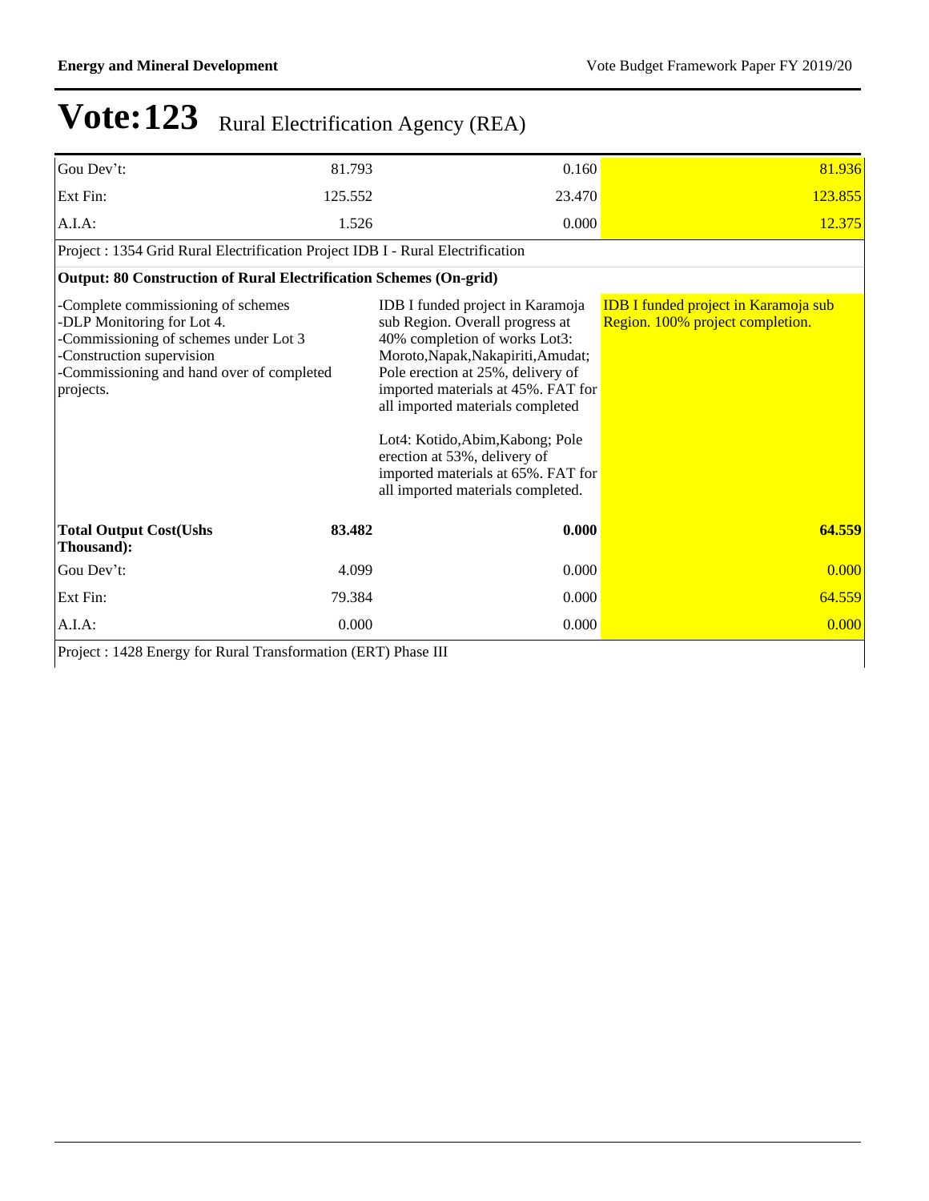# Vote:123 Rural Electrification Agency (REA)

| | | | |
|---|---|---|---|
| Gou Dev't: | 81.793 | 0.160 | 81.936 |
| Ext Fin: | 125.552 | 23.470 | 123.855 |
| A.I.A: | 1.526 | 0.000 | 12.375 |
| **Project : 1354 Grid Rural Electrification Project IDB I - Rural Electrification** | | | |
| **Output: 80 Construction of Rural Electrification Schemes (On-grid)** | | | |
| -Complete commissioning of schemes<br>-DLP Monitoring for Lot 4.<br>-Commissioning of schemes under Lot 3<br>-Construction supervision<br>-Commissioning and hand over of completed projects. | | IDB I funded project in Karamoja sub Region. Overall progress at 40% completion of works Lot3: Moroto,Napak,Nakapiriti,Amudat; Pole erection at 25%, delivery of imported materials at 45%. FAT for all imported materials completed<br><br>Lot4: Kotido,Abim,Kabong; Pole erection at 53%, delivery of imported materials at 65%. FAT for all imported materials completed. | IDB I funded project in Karamoja sub Region. 100% project completion. |
| **Total Output Cost(Ushs Thousand):** | **83.482** | **0.000** | **64.559** |
| Gou Dev't: | 4.099 | 0.000 | 0.000 |
| Ext Fin: | 79.384 | 0.000 | 64.559 |
| A.I.A: | 0.000 | 0.000 | 0.000 |
| **Project : 1428 Energy for Rural Transformation (ERT) Phase III** | | | |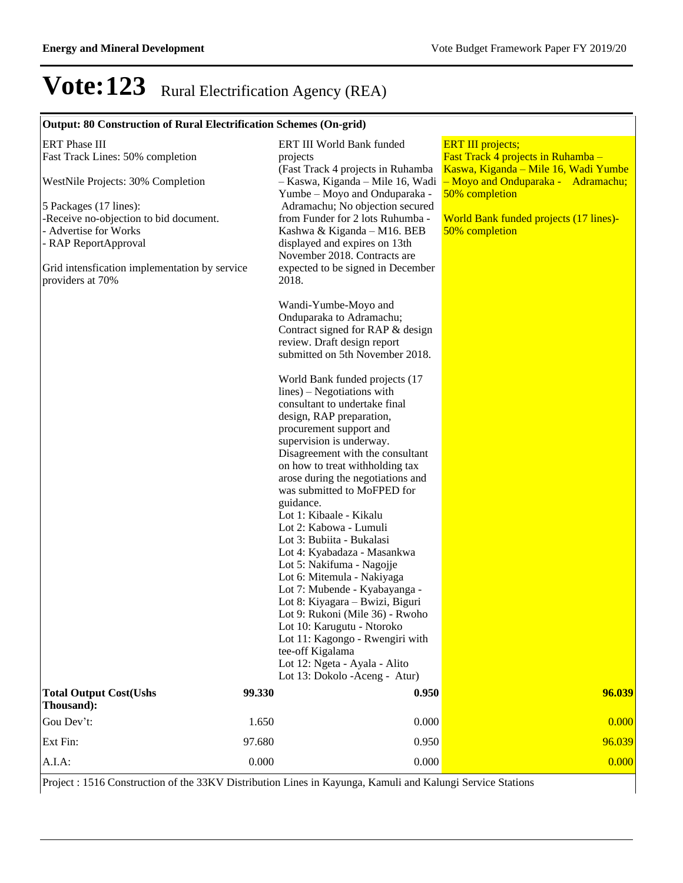# Vote:123 Rural Electrification Agency (REA)

| Output: 80 Construction of Rural Electrification Schemes (On-grid) | | | |
|---|---|---|---|
| ERT Phase III<br>Fast Track Lines: 50% completion<br><br>WestNile Projects: 30% Completion<br><br>5 Packages (17 lines):<br>-Receive no-objection to bid document.<br>- Advertise for Works<br>- RAP ReportApproval<br><br>Grid intensfication implementation by service providers at 70% | | ERT III World Bank funded projects<br>(Fast Track 4 projects in Ruhamba – Kaswa, Kiganda – Mile 16, Wadi Yumbe – Moyo and Onduparaka - Adramachu; No objection secured from Funder for 2 lots Ruhumba - Kashwa & Kiganda – M16. BEB displayed and expires on 13th November 2018. Contracts are expected to be signed in December 2018.<br><br>Wandi-Yumbe-Moyo and Onduparaka to Adramachu; Contract signed for RAP & design review. Draft design report submitted on 5th November 2018.<br><br>World Bank funded projects (17 lines) – Negotiations with consultant to undertake final design, RAP preparation, procurement support and supervision is underway. Disagreement with the consultant on how to treat withholding tax arose during the negotiations and was submitted to MoFPED for guidance.<br>Lot 1: Kibaale - Kikalu<br>Lot 2: Kabowa - Lumuli<br>Lot 3: Bubiita - Bukalasi<br>Lot 4: Kyabadaza - Masankwa<br>Lot 5: Nakifuma - Nagojje<br>Lot 6: Mitemula - Nakiyaga<br>Lot 7: Mubende - Kyabayanga -<br>Lot 8: Kiyagara – Bwizi, Biguri<br>Lot 9: Rukoni (Mile 36) - Rwoho<br>Lot 10: Karugutu - Ntoroko<br>Lot 11: Kagongo - Rwengiri with tee-off Kigalama<br>Lot 12: Ngeta - Ayala - Alito<br>Lot 13: Dokolo -Aceng - Atur) | ERT III projects;<br>Fast Track 4 projects in Ruhamba – Kaswa, Kiganda – Mile 16, Wadi Yumbe – Moyo and Onduparaka - Adramachu; 50% completion<br><br>World Bank funded projects (17 lines)- 50% completion |
| **Total Output Cost(Ushs Thousand):** | **99.330** | **0.950** | **96.039** |
| Gou Dev't: | 1.650 | 0.000 | 0.000 |
| Ext Fin: | 97.680 | 0.950 | 96.039 |
| A.I.A: | 0.000 | 0.000 | 0.000 |

Project : 1516 Construction of the 33KV Distribution Lines in Kayunga, Kamuli and Kalungi Service Stations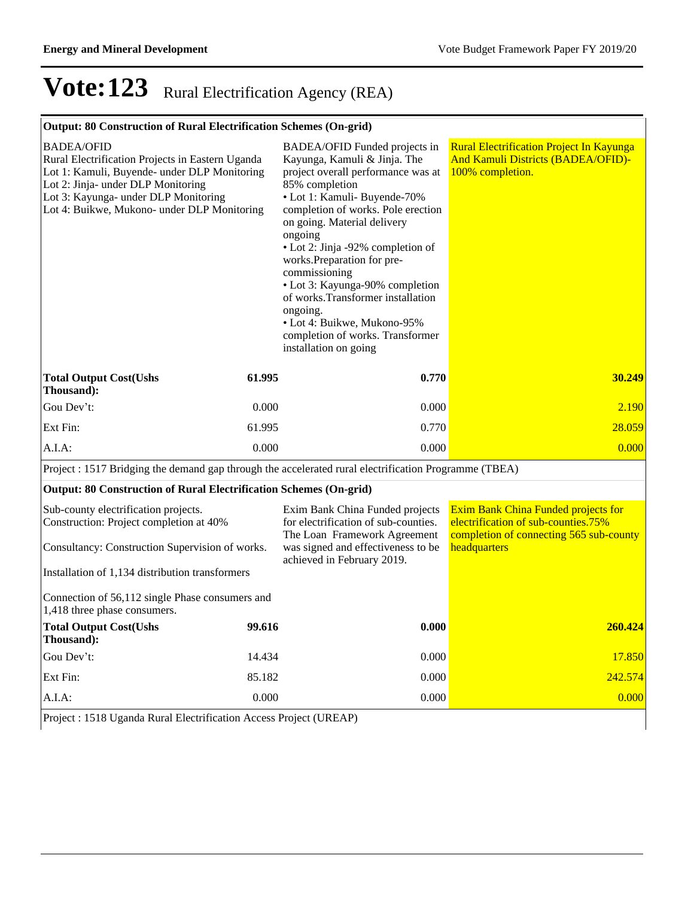# Vote:123 Rural Electrification Agency (REA)

| Output: 80 Construction of Rural Electrification Schemes (On-grid) | | | |
|---|---|---|---|
| BADEA/OFID<br>Rural Electrification Projects in Eastern Uganda<br>Lot 1: Kamuli, Buyende- under DLP Monitoring<br>Lot 2: Jinja- under DLP Monitoring<br>Lot 3: Kayunga- under DLP Monitoring<br>Lot 4: Buikwe, Mukono- under DLP Monitoring | | BADEA/OFID Funded projects in Kayunga, Kamuli & Jinja. The project overall performance was at 85% completion<br>• Lot 1: Kamuli- Buyende-70% completion of works. Pole erection on going. Material delivery ongoing<br>• Lot 2: Jinja -92% completion of works.Preparation for pre-commissioning<br>• Lot 3: Kayunga-90% completion of works.Transformer installation ongoing.<br>• Lot 4: Buikwe, Mukono-95% completion of works. Transformer installation on going | Rural Electrification Project In Kayunga And Kamuli Districts (BADEA/OFID)-100% completion. |
| **Total Output Cost(Ushs Thousand):** | **61.995** | **0.770** | **30.249** |
| Gou Dev't: | 0.000 | 0.000 | 2.190 |
| Ext Fin: | 61.995 | 0.770 | 28.059 |
| A.I.A: | 0.000 | 0.000 | 0.000 |

Project : 1517 Bridging the demand gap through the accelerated rural electrification Programme (TBEA)

| Output: 80 Construction of Rural Electrification Schemes (On-grid) | | | |
|---|---|---|---|
| Sub-county electrification projects.<br>Construction: Project completion at 40%<br><br>Consultancy: Construction Supervision of works.<br><br>Installation of 1,134 distribution transformers<br><br>Connection of 56,112 single Phase consumers and 1,418 three phase consumers. | | Exim Bank China Funded projects for electrification of sub-counties. The Loan Framework Agreement was signed and effectiveness to be achieved in February 2019. | Exim Bank China Funded projects for electrification of sub-counties.75% completion of connecting 565 sub-county headquarters |
| **Total Output Cost(Ushs Thousand):** | **99.616** | **0.000** | **260.424** |
| Gou Dev't: | 14.434 | 0.000 | 17.850 |
| Ext Fin: | 85.182 | 0.000 | 242.574 |
| A.I.A: | 0.000 | 0.000 | 0.000 |

Project : 1518 Uganda Rural Electrification Access Project (UREAP)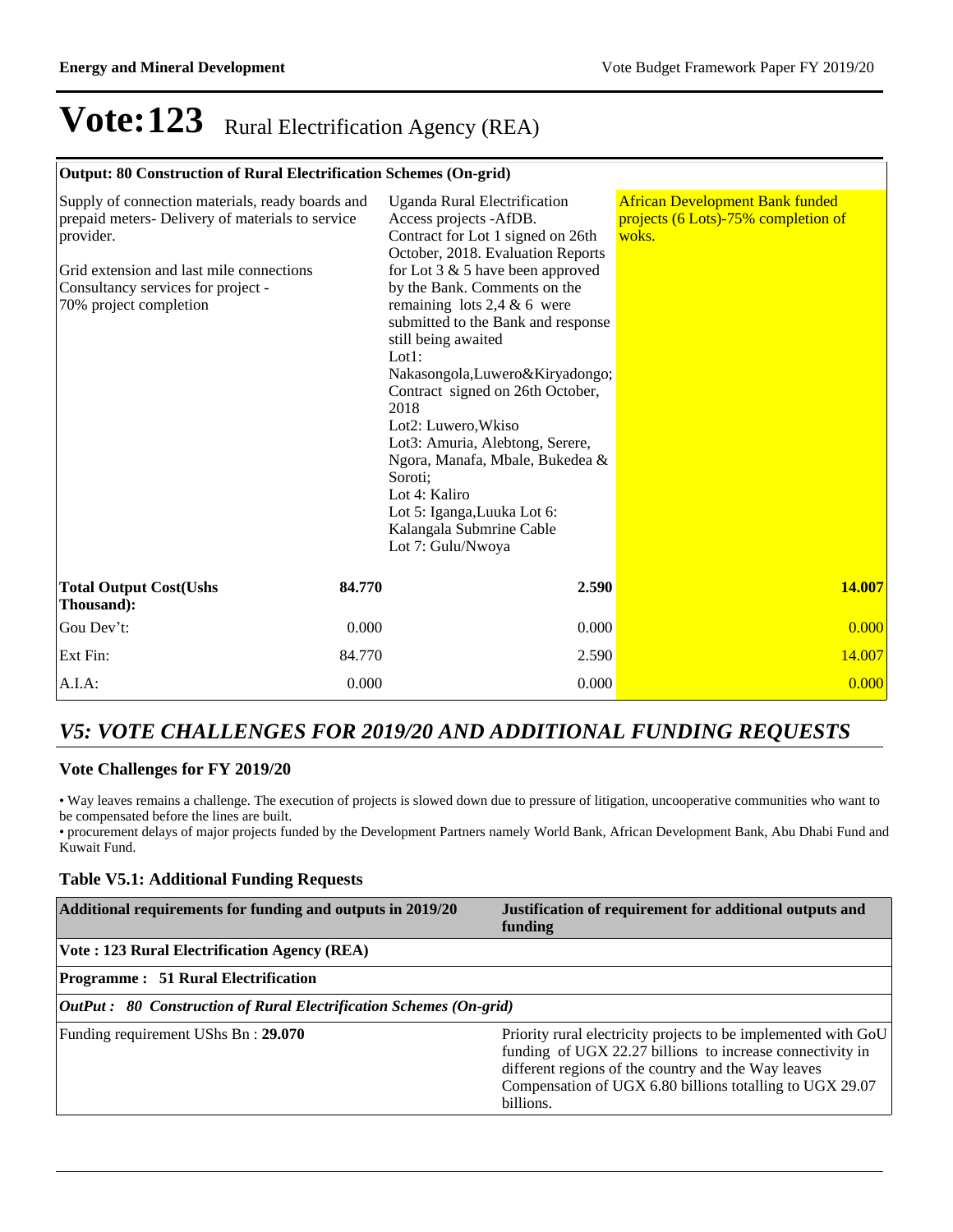# Vote:123 Rural Electrification Agency (REA)

| Output: 80 Construction of Rural Electrification Schemes (On-grid) | | | |
|---|---|---|---|
| Supply of connection materials, ready boards and prepaid meters- Delivery of materials to service provider.<br><br>Grid extension and last mile connections Consultancy services for project - 70% project completion | | Uganda Rural Electrification Access projects -AfDB. Contract for Lot 1 signed on 26th October, 2018. Evaluation Reports for Lot 3 & 5 have been approved by the Bank. Comments on the remaining lots 2,4 & 6 were submitted to the Bank and response still being awaited<br>Lot1: Nakasongola,Luwero&Kiryadongo; Contract signed on 26th October, 2018<br>Lot2: Luwero,Wkiso<br>Lot3: Amuria, Alebtong, Serere, Ngora, Manafa, Mbale, Bukedea & Soroti;<br>Lot 4: Kaliro<br>Lot 5: Iganga,Luuka Lot 6: Kalangala Submrine Cable<br>Lot 7: Gulu/Nwoya | African Development Bank funded projects (6 Lots)-75% completion of woks. |
| **Total Output Cost(Ushs Thousand):** | **84.770** | **2.590** | **14.007** |
| Gou Dev't: | 0.000 | 0.000 | 0.000 |
| Ext Fin: | 84.770 | 2.590 | 14.007 |
| A.I.A: | 0.000 | 0.000 | 0.000 |

## *V5: VOTE CHALLENGES FOR 2019/20 AND ADDITIONAL FUNDING REQUESTS*

### Vote Challenges for FY 2019/20

• Way leaves remains a challenge. The execution of projects is slowed down due to pressure of litigation, uncooperative communities who want to be compensated before the lines are built.
• procurement delays of major projects funded by the Development Partners namely World Bank, African Development Bank, Abu Dhabi Fund and Kuwait Fund.

### Table V5.1: Additional Funding Requests

| Additional requirements for funding and outputs in 2019/20 | Justification of requirement for additional outputs and funding |
|---|---|
| **Vote : 123 Rural Electrification Agency (REA)** | |
| **Programme : 51 Rural Electrification** | |
| ***OutPut : 80 Construction of Rural Electrification Schemes (On-grid)*** | |
| Funding requirement UShs Bn : **29.070** | Priority rural electricity projects to be implemented with GoU funding of UGX 22.27 billions to increase connectivity in different regions of the country and the Way leaves Compensation of UGX 6.80 billions totalling to UGX 29.07 billions. |